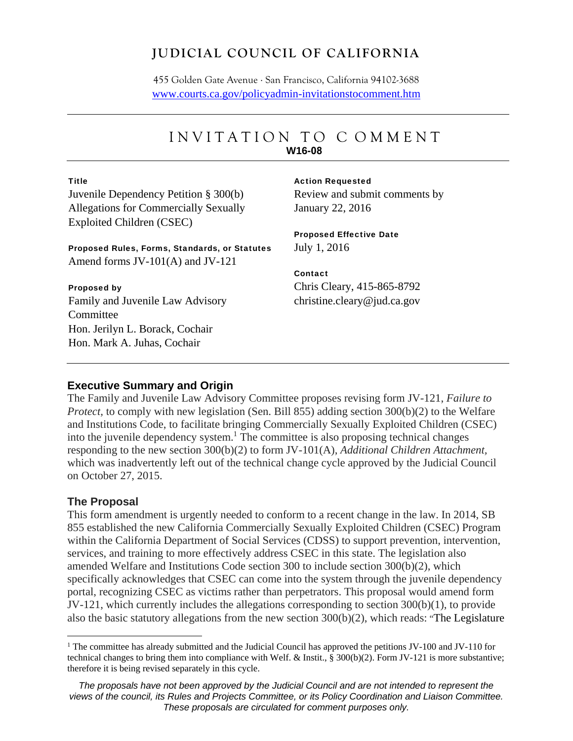# JUDICIAL COUNCIL OF CALIFORNIA

455 Golden Gate Avenue · San Francisco, California 94102-3688
www.courts.ca.gov/policyadmin-invitationstocomment.htm

---

## INVITATION TO COMMENT

**W16-08**

---

**Title**
Juvenile Dependency Petition § 300(b) Allegations for Commercially Sexually Exploited Children (CSEC)

**Proposed Rules, Forms, Standards, or Statutes**
Amend forms JV-101(A) and JV-121

**Proposed by**
Family and Juvenile Law Advisory Committee
Hon. Jerilyn L. Borack, Cochair
Hon. Mark A. Juhas, Cochair

**Action Requested**
Review and submit comments by January 22, 2016

**Proposed Effective Date**
July 1, 2016

**Contact**
Chris Cleary, 415-865-8792
christine.cleary@jud.ca.gov

---

### Executive Summary and Origin

The Family and Juvenile Law Advisory Committee proposes revising form JV-121, *Failure to Protect,* to comply with new legislation (Sen. Bill 855) adding section 300(b)(2) to the Welfare and Institutions Code, to facilitate bringing Commercially Sexually Exploited Children (CSEC) into the juvenile dependency system.[1] The committee is also proposing technical changes responding to the new section 300(b)(2) to form JV-101(A), *Additional Children Attachment,* which was inadvertently left out of the technical change cycle approved by the Judicial Council on October 27, 2015.

### The Proposal

This form amendment is urgently needed to conform to a recent change in the law. In 2014, SB 855 established the new California Commercially Sexually Exploited Children (CSEC) Program within the California Department of Social Services (CDSS) to support prevention, intervention, services, and training to more effectively address CSEC in this state. The legislation also amended Welfare and Institutions Code section 300 to include section 300(b)(2), which specifically acknowledges that CSEC can come into the system through the juvenile dependency portal, recognizing CSEC as victims rather than perpetrators. This proposal would amend form JV-121, which currently includes the allegations corresponding to section 300(b)(1), to provide also the basic statutory allegations from the new section 300(b)(2), which reads: "The Legislature

---

[1] The committee has already submitted and the Judicial Council has approved the petitions JV-100 and JV-110 for technical changes to bring them into compliance with Welf. & Instit., § 300(b)(2). Form JV-121 is more substantive; therefore it is being revised separately in this cycle.

*The proposals have not been approved by the Judicial Council and are not intended to represent the views of the council, its Rules and Projects Committee, or its Policy Coordination and Liaison Committee. These proposals are circulated for comment purposes only.*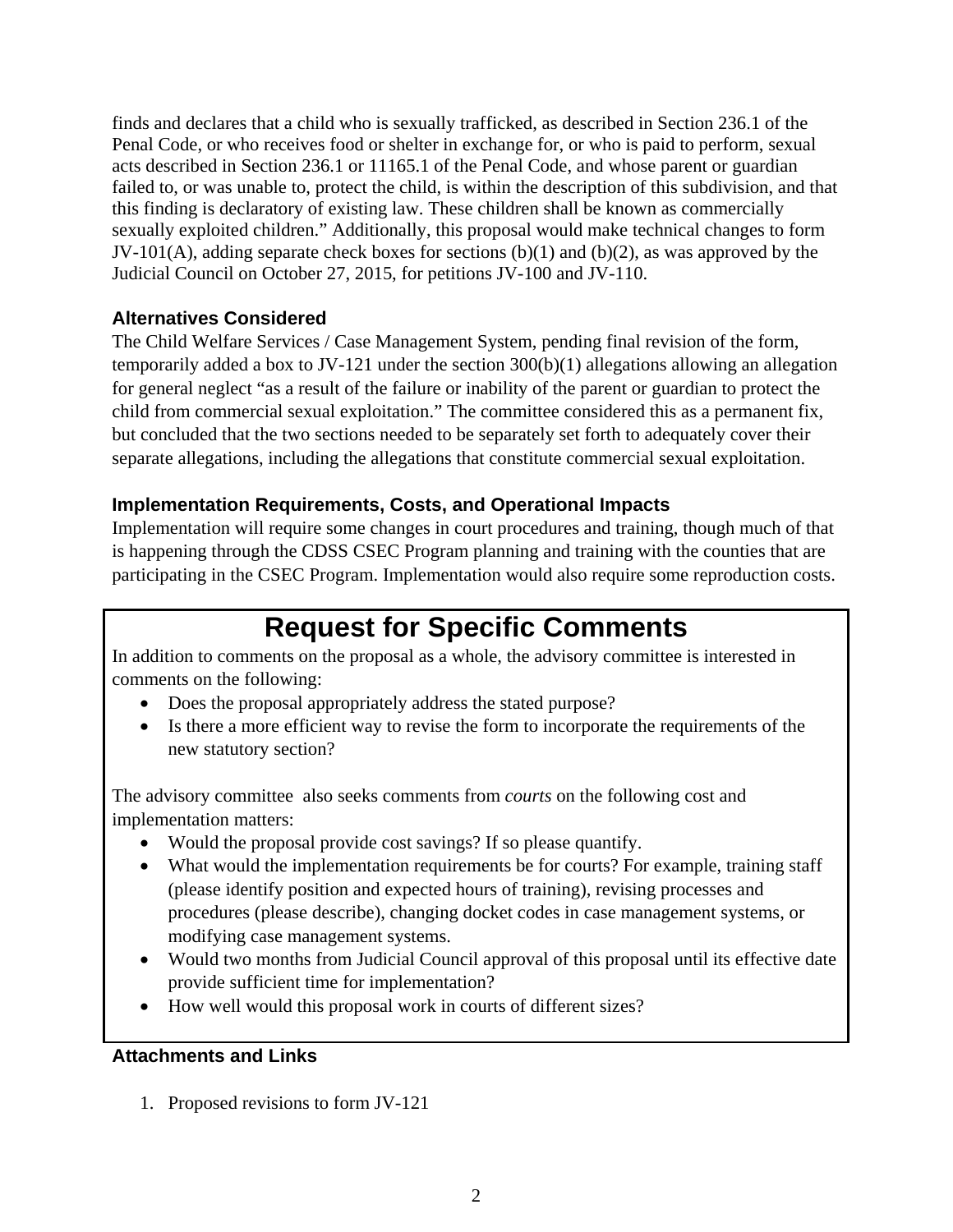finds and declares that a child who is sexually trafficked, as described in Section 236.1 of the Penal Code, or who receives food or shelter in exchange for, or who is paid to perform, sexual acts described in Section 236.1 or 11165.1 of the Penal Code, and whose parent or guardian failed to, or was unable to, protect the child, is within the description of this subdivision, and that this finding is declaratory of existing law. These children shall be known as commercially sexually exploited children." Additionally, this proposal would make technical changes to form JV-101(A), adding separate check boxes for sections (b)(1) and (b)(2), as was approved by the Judicial Council on October 27, 2015, for petitions JV-100 and JV-110.

### Alternatives Considered

The Child Welfare Services / Case Management System, pending final revision of the form, temporarily added a box to JV-121 under the section 300(b)(1) allegations allowing an allegation for general neglect "as a result of the failure or inability of the parent or guardian to protect the child from commercial sexual exploitation." The committee considered this as a permanent fix, but concluded that the two sections needed to be separately set forth to adequately cover their separate allegations, including the allegations that constitute commercial sexual exploitation.

### Implementation Requirements, Costs, and Operational Impacts

Implementation will require some changes in court procedures and training, though much of that is happening through the CDSS CSEC Program planning and training with the counties that are participating in the CSEC Program. Implementation would also require some reproduction costs.

## Request for Specific Comments

In addition to comments on the proposal as a whole, the advisory committee is interested in comments on the following:

- Does the proposal appropriately address the stated purpose?
- Is there a more efficient way to revise the form to incorporate the requirements of the new statutory section?

The advisory committee also seeks comments from *courts* on the following cost and implementation matters:

- Would the proposal provide cost savings? If so please quantify.
- What would the implementation requirements be for courts? For example, training staff (please identify position and expected hours of training), revising processes and procedures (please describe), changing docket codes in case management systems, or modifying case management systems.
- Would two months from Judicial Council approval of this proposal until its effective date provide sufficient time for implementation?
- How well would this proposal work in courts of different sizes?

### Attachments and Links

1. Proposed revisions to form JV-121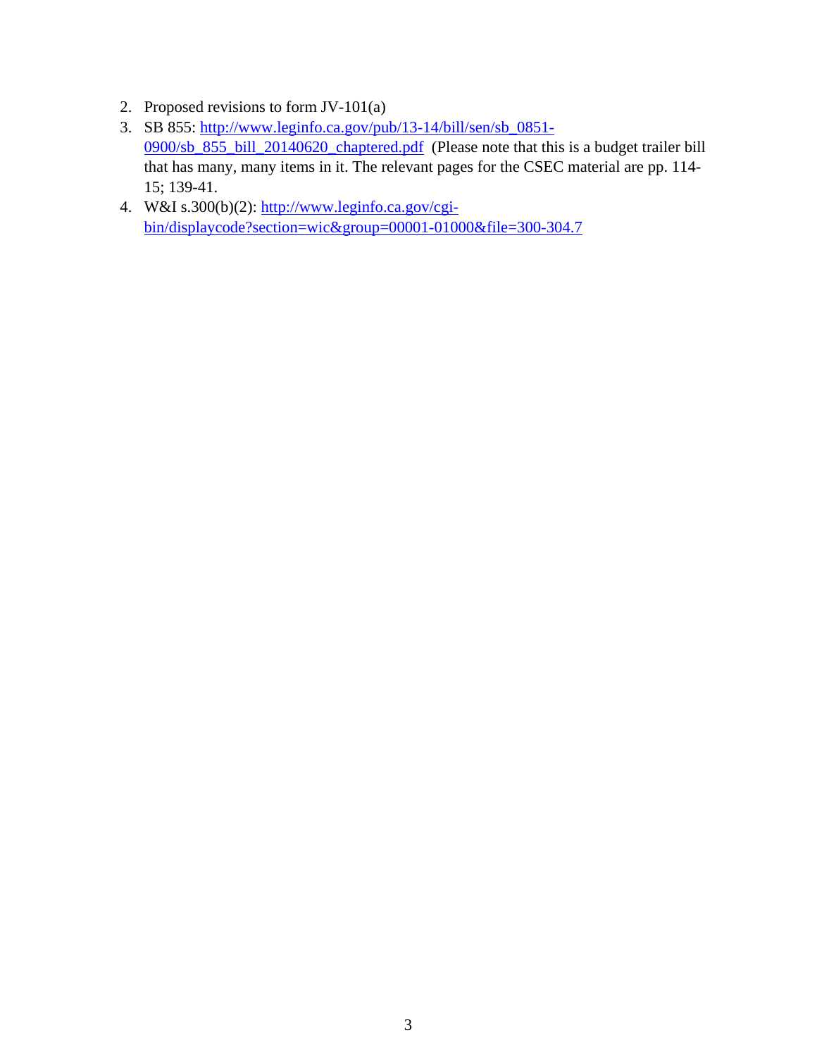2. Proposed revisions to form JV-101(a)
3. SB 855: [http://www.leginfo.ca.gov/pub/13-14/bill/sen/sb_0851-0900/sb_855_bill_20140620_chaptered.pdf](http://www.leginfo.ca.gov/pub/13-14/bill/sen/sb_0851-0900/sb_855_bill_20140620_chaptered.pdf) (Please note that this is a budget trailer bill that has many, many items in it. The relevant pages for the CSEC material are pp. 114-15; 139-41.
4. W&I s.300(b)(2): [http://www.leginfo.ca.gov/cgi-bin/displaycode?section=wic&group=00001-01000&file=300-304.7](http://www.leginfo.ca.gov/cgi-bin/displaycode?section=wic&group=00001-01000&file=300-304.7)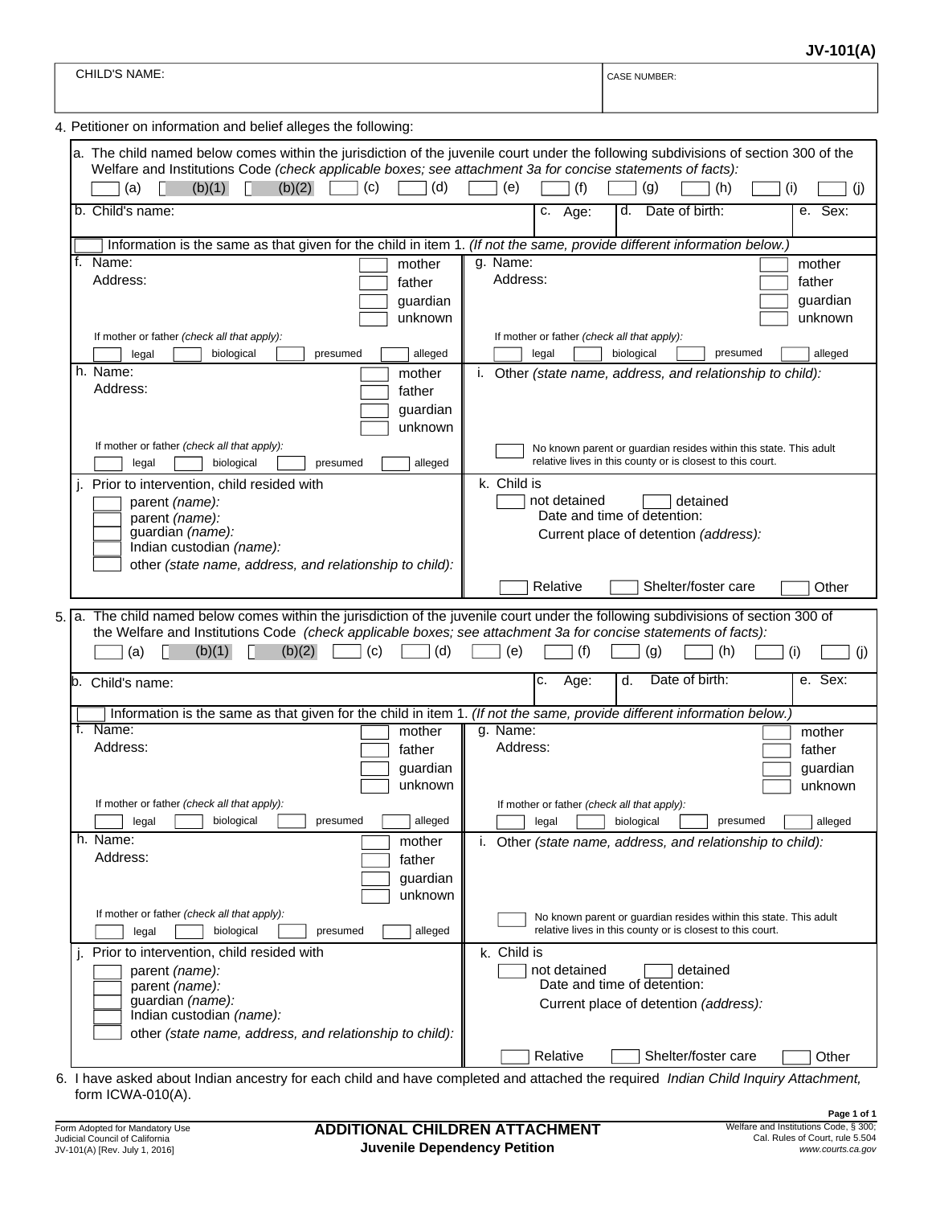# JV-101(A)

| CHILD'S NAME: | CASE NUMBER: |
| --- | --- |
| | |

4. Petitioner on information and belief alleges the following:

a. The child named below comes within the jurisdiction of the juvenile court under the following subdivisions of section 300 of the Welfare and Institutions Code *(check applicable boxes; see attachment 3a for concise statements of facts):*

☐ (a) ☐ (b)(1) ☐ (b)(2) ☐ (c) ☐ (d) ☐ (e) ☐ (f) ☐ (g) ☐ (h) ☐ (i) ☐ (j)

| b. Child's name: | c. Age: | d. Date of birth: | e. Sex: |
| --- | --- | --- | --- |
| | | | |

☐ Information is the same as that given for the child in item 1. *(If not the same, provide different information below.)*

f. Name: ☐ mother ☐ father ☐ guardian ☐ unknown
Address:
If mother or father *(check all that apply):* ☐ legal ☐ biological ☐ presumed ☐ alleged

g. Name: ☐ mother ☐ father ☐ guardian ☐ unknown
Address:
If mother or father *(check all that apply):* ☐ legal ☐ biological ☐ presumed ☐ alleged

h. Name: ☐ mother ☐ father ☐ guardian ☐ unknown
Address:
If mother or father *(check all that apply):* ☐ legal ☐ biological ☐ presumed ☐ alleged

i. Other *(state name, address, and relationship to child):*

☐ No known parent or guardian resides within this state. This adult relative lives in this county or is closest to this court.

j. Prior to intervention, child resided with
☐ parent *(name):*
☐ parent *(name):*
☐ guardian *(name):*
☐ Indian custodian *(name):*
☐ other *(state name, address, and relationship to child):*

k. Child is
☐ not detained ☐ detained
Date and time of detention:
Current place of detention *(address):*
☐ Relative ☐ Shelter/foster care ☐ Other

5. a. The child named below comes within the jurisdiction of the juvenile court under the following subdivisions of section 300 of the Welfare and Institutions Code *(check applicable boxes; see attachment 3a for concise statements of facts):*

☐ (a) ☐ (b)(1) ☐ (b)(2) ☐ (c) ☐ (d) ☐ (e) ☐ (f) ☐ (g) ☐ (h) ☐ (i) ☐ (j)

| b. Child's name: | c. Age: | d. Date of birth: | e. Sex: |
| --- | --- | --- | --- |
| | | | |

☐ Information is the same as that given for the child in item 1. *(If not the same, provide different information below.)*

f. Name: ☐ mother ☐ father ☐ guardian ☐ unknown
Address:
If mother or father *(check all that apply):* ☐ legal ☐ biological ☐ presumed ☐ alleged

g. Name: ☐ mother ☐ father ☐ guardian ☐ unknown
Address:
If mother or father *(check all that apply):* ☐ legal ☐ biological ☐ presumed ☐ alleged

h. Name: ☐ mother ☐ father ☐ guardian ☐ unknown
Address:
If mother or father *(check all that apply):* ☐ legal ☐ biological ☐ presumed ☐ alleged

i. Other *(state name, address, and relationship to child):*

☐ No known parent or guardian resides within this state. This adult relative lives in this county or is closest to this court.

j. Prior to intervention, child resided with
☐ parent *(name):*
☐ parent *(name):*
☐ guardian *(name):*
☐ Indian custodian *(name):*
☐ other *(state name, address, and relationship to child):*

k. Child is
☐ not detained ☐ detained
Date and time of detention:
Current place of detention *(address):*
☐ Relative ☐ Shelter/foster care ☐ Other

6. I have asked about Indian ancestry for each child and have completed and attached the required *Indian Child Inquiry Attachment,* form ICWA-010(A).

Form Adopted for Mandatory Use
Judicial Council of California
JV-101(A) [Rev. July 1, 2016]

**ADDITIONAL CHILDREN ATTACHMENT**
**Juvenile Dependency Petition**

Welfare and Institutions Code, § 300;
Cal. Rules of Court, rule 5.504
*www.courts.ca.gov*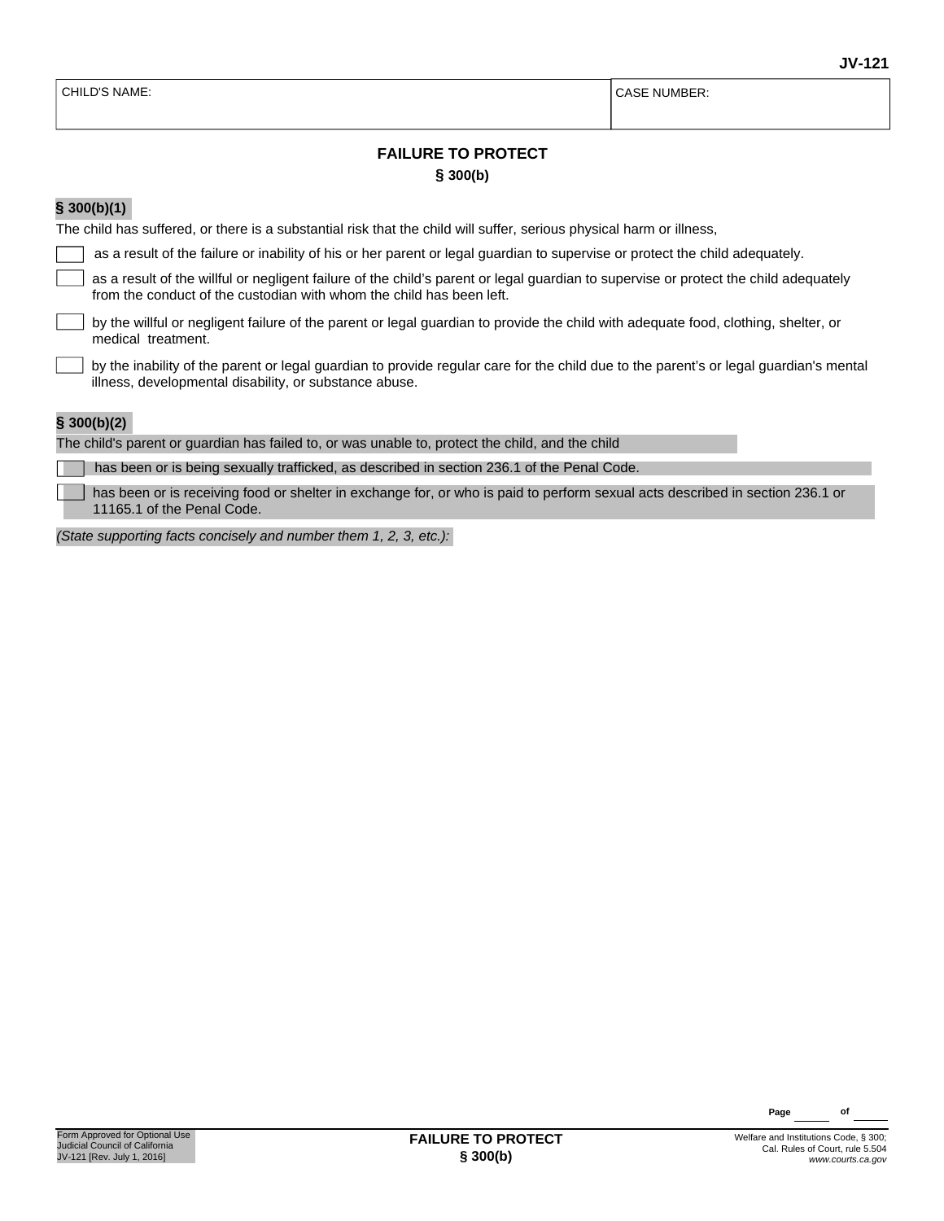JV-121

| CHILD'S NAME: | CASE NUMBER: |
|---|---|
| | |

## FAILURE TO PROTECT

## § 300(b)

### § 300(b)(1)

The child has suffered, or there is a substantial risk that the child will suffer, serious physical harm or illness,

- ☐ as a result of the failure or inability of his or her parent or legal guardian to supervise or protect the child adequately.
- ☐ as a result of the willful or negligent failure of the child's parent or legal guardian to supervise or protect the child adequately from the conduct of the custodian with whom the child has been left.
- ☐ by the willful or negligent failure of the parent or legal guardian to provide the child with adequate food, clothing, shelter, or medical treatment.
- ☐ by the inability of the parent or legal guardian to provide regular care for the child due to the parent's or legal guardian's mental illness, developmental disability, or substance abuse.

### § 300(b)(2)

The child's parent or guardian has failed to, or was unable to, protect the child, and the child

- ☐ has been or is being sexually trafficked, as described in section 236.1 of the Penal Code.
- ☐ has been or is receiving food or shelter in exchange for, or who is paid to perform sexual acts described in section 236.1 or 11165.1 of the Penal Code.

*(State supporting facts concisely and number them 1, 2, 3, etc.):*

Page ____ of ____

Form Approved for Optional Use
Judicial Council of California
JV-121 [Rev. July 1, 2016]

**FAILURE TO PROTECT**
**§ 300(b)**

Welfare and Institutions Code, § 300;
Cal. Rules of Court, rule 5.504
*www.courts.ca.gov*